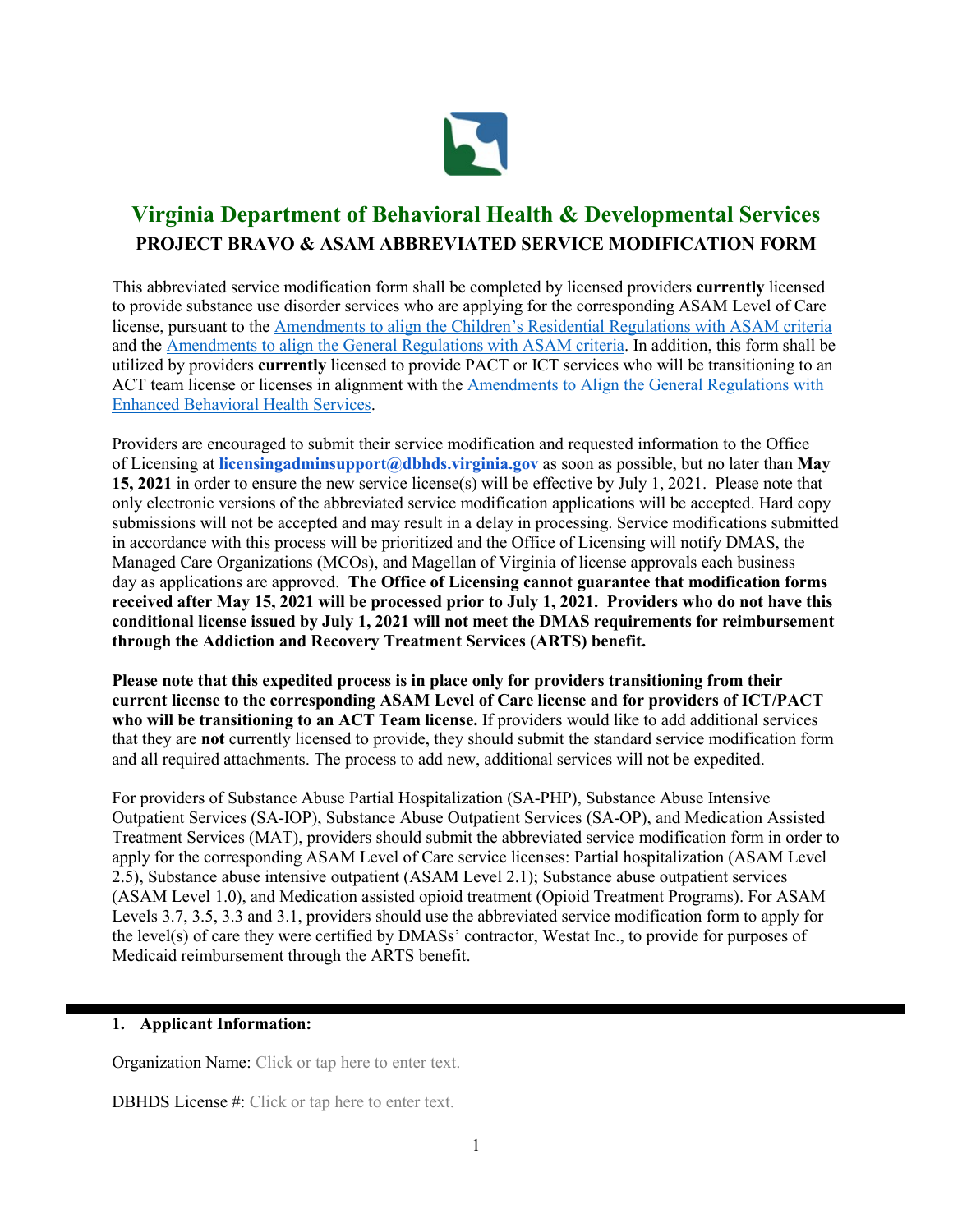# Virginia Department of Behavioral Health & Developmental Services

## PROJECT BRAVO & ASAM ABBREVIATED SERVICE MODIFICATION FORM

This abbreviated service modification form shall be completed by licensed providers **currently** licensed to provide substance use disorder services who are applying for the corresponding ASAM Level of Care license, pursuant to the Amendments to align the Children's Residential Regulations with ASAM criteria and the Amendments to align the General Regulations with ASAM criteria. In addition, this form shall be utilized by providers **currently** licensed to provide PACT or ICT services who will be transitioning to an ACT team license or licenses in alignment with the Amendments to Align the General Regulations with Enhanced Behavioral Health Services.

Providers are encouraged to submit their service modification and requested information to the Office of Licensing at **licensingadminsupport@dbhds.virginia.gov** as soon as possible, but no later than **May 15, 2021** in order to ensure the new service license(s) will be effective by July 1, 2021. Please note that only electronic versions of the abbreviated service modification applications will be accepted. Hard copy submissions will not be accepted and may result in a delay in processing. Service modifications submitted in accordance with this process will be prioritized and the Office of Licensing will notify DMAS, the Managed Care Organizations (MCOs), and Magellan of Virginia of license approvals each business day as applications are approved. **The Office of Licensing cannot guarantee that modification forms received after May 15, 2021 will be processed prior to July 1, 2021. Providers who do not have this conditional license issued by July 1, 2021 will not meet the DMAS requirements for reimbursement through the Addiction and Recovery Treatment Services (ARTS) benefit.**

**Please note that this expedited process is in place only for providers transitioning from their current license to the corresponding ASAM Level of Care license and for providers of ICT/PACT who will be transitioning to an ACT Team license.** If providers would like to add additional services that they are **not** currently licensed to provide, they should submit the standard service modification form and all required attachments. The process to add new, additional services will not be expedited.

For providers of Substance Abuse Partial Hospitalization (SA-PHP), Substance Abuse Intensive Outpatient Services (SA-IOP), Substance Abuse Outpatient Services (SA-OP), and Medication Assisted Treatment Services (MAT), providers should submit the abbreviated service modification form in order to apply for the corresponding ASAM Level of Care service licenses: Partial hospitalization (ASAM Level 2.5), Substance abuse intensive outpatient (ASAM Level 2.1); Substance abuse outpatient services (ASAM Level 1.0), and Medication assisted opioid treatment (Opioid Treatment Programs). For ASAM Levels 3.7, 3.5, 3.3 and 3.1, providers should use the abbreviated service modification form to apply for the level(s) of care they were certified by DMASs' contractor, Westat Inc., to provide for purposes of Medicaid reimbursement through the ARTS benefit.

---

**1. Applicant Information:**

Organization Name: Click or tap here to enter text.

DBHDS License #: Click or tap here to enter text.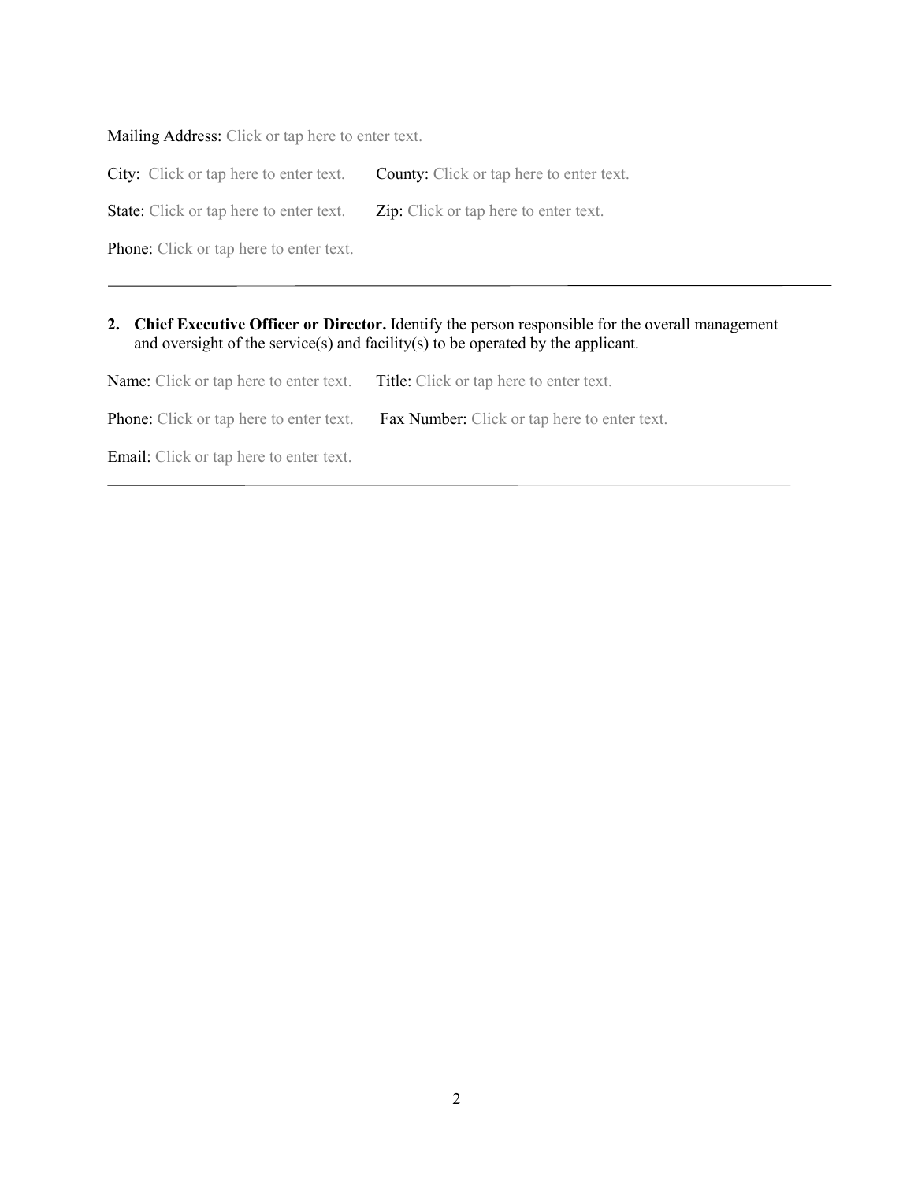Mailing Address: Click or tap here to enter text.

City: Click or tap here to enter text. County: Click or tap here to enter text.

State: Click or tap here to enter text. Zip: Click or tap here to enter text.

Phone: Click or tap here to enter text.

---

2. **Chief Executive Officer or Director.** Identify the person responsible for the overall management and oversight of the service(s) and facility(s) to be operated by the applicant.

Name: Click or tap here to enter text. Title: Click or tap here to enter text.

Phone: Click or tap here to enter text. Fax Number: Click or tap here to enter text.

Email: Click or tap here to enter text.

---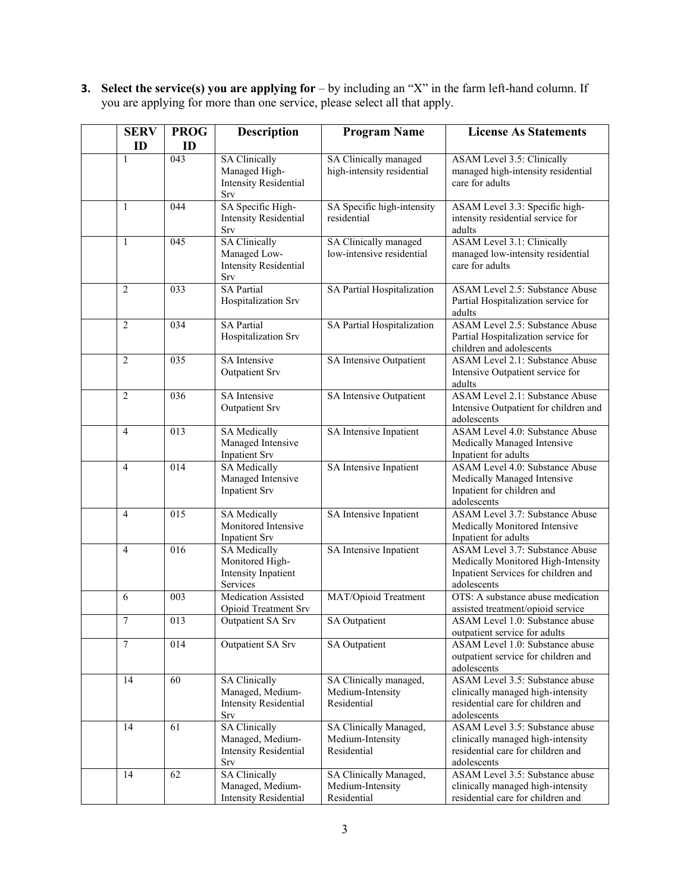3. **Select the service(s) you are applying for** – by including an "X" in the farm left-hand column. If you are applying for more than one service, please select all that apply.

| | SERV ID | PROG ID | Description | Program Name | License As Statements |
|---|---|---|---|---|---|
| | 1 | 043 | SA Clinically Managed High-Intensity Residential Srv | SA Clinically managed high-intensity residential | ASAM Level 3.5: Clinically managed high-intensity residential care for adults |
| | 1 | 044 | SA Specific High-Intensity Residential Srv | SA Specific high-intensity residential | ASAM Level 3.3: Specific high-intensity residential service for adults |
| | 1 | 045 | SA Clinically Managed Low-Intensity Residential Srv | SA Clinically managed low-intensive residential | ASAM Level 3.1: Clinically managed low-intensity residential care for adults |
| | 2 | 033 | SA Partial Hospitalization Srv | SA Partial Hospitalization | ASAM Level 2.5: Substance Abuse Partial Hospitalization service for adults |
| | 2 | 034 | SA Partial Hospitalization Srv | SA Partial Hospitalization | ASAM Level 2.5: Substance Abuse Partial Hospitalization service for children and adolescents |
| | 2 | 035 | SA Intensive Outpatient Srv | SA Intensive Outpatient | ASAM Level 2.1: Substance Abuse Intensive Outpatient service for adults |
| | 2 | 036 | SA Intensive Outpatient Srv | SA Intensive Outpatient | ASAM Level 2.1: Substance Abuse Intensive Outpatient for children and adolescents |
| | 4 | 013 | SA Medically Managed Intensive Inpatient Srv | SA Intensive Inpatient | ASAM Level 4.0: Substance Abuse Medically Managed Intensive Inpatient for adults |
| | 4 | 014 | SA Medically Managed Intensive Inpatient Srv | SA Intensive Inpatient | ASAM Level 4.0: Substance Abuse Medically Managed Intensive Inpatient for children and adolescents |
| | 4 | 015 | SA Medically Monitored Intensive Inpatient Srv | SA Intensive Inpatient | ASAM Level 3.7: Substance Abuse Medically Monitored Intensive Inpatient for adults |
| | 4 | 016 | SA Medically Monitored High-Intensity Inpatient Services | SA Intensive Inpatient | ASAM Level 3.7: Substance Abuse Medically Monitored High-Intensity Inpatient Services for children and adolescents |
| | 6 | 003 | Medication Assisted Opioid Treatment Srv | MAT/Opioid Treatment | OTS: A substance abuse medication assisted treatment/opioid service |
| | 7 | 013 | Outpatient SA Srv | SA Outpatient | ASAM Level 1.0: Substance abuse outpatient service for adults |
| | 7 | 014 | Outpatient SA Srv | SA Outpatient | ASAM Level 1.0: Substance abuse outpatient service for children and adolescents |
| | 14 | 60 | SA Clinically Managed, Medium-Intensity Residential Srv | SA Clinically managed, Medium-Intensity Residential | ASAM Level 3.5: Substance abuse clinically managed high-intensity residential care for children and adolescents |
| | 14 | 61 | SA Clinically Managed, Medium-Intensity Residential Srv | SA Clinically Managed, Medium-Intensity Residential | ASAM Level 3.5: Substance abuse clinically managed high-intensity residential care for children and adolescents |
| | 14 | 62 | SA Clinically Managed, Medium-Intensity Residential | SA Clinically Managed, Medium-Intensity Residential | ASAM Level 3.5: Substance abuse clinically managed high-intensity residential care for children and |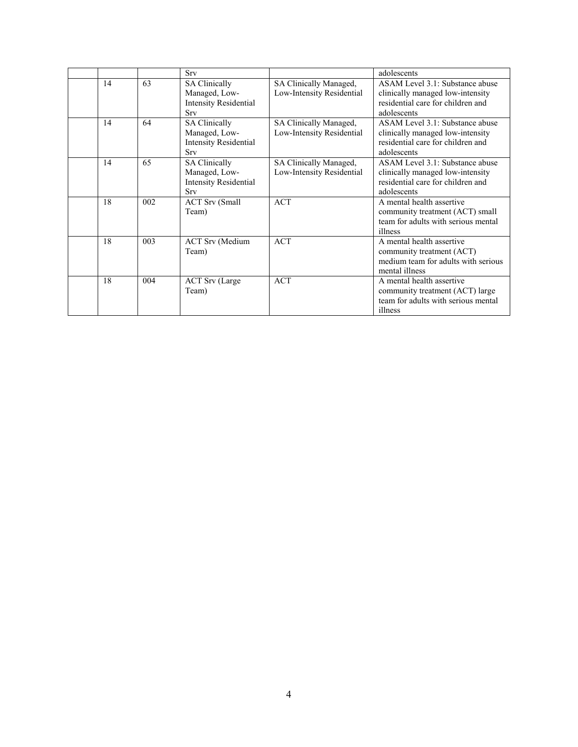|  |  |  |  |  |  |
|---|---|---|---|---|---|
|  |  |  | Srv |  | adolescents |
|  | 14 | 63 | SA Clinically Managed, Low-Intensity Residential Srv | SA Clinically Managed, Low-Intensity Residential | ASAM Level 3.1: Substance abuse clinically managed low-intensity residential care for children and adolescents |
|  | 14 | 64 | SA Clinically Managed, Low-Intensity Residential Srv | SA Clinically Managed, Low-Intensity Residential | ASAM Level 3.1: Substance abuse clinically managed low-intensity residential care for children and adolescents |
|  | 14 | 65 | SA Clinically Managed, Low-Intensity Residential Srv | SA Clinically Managed, Low-Intensity Residential | ASAM Level 3.1: Substance abuse clinically managed low-intensity residential care for children and adolescents |
|  | 18 | 002 | ACT Srv (Small Team) | ACT | A mental health assertive community treatment (ACT) small team for adults with serious mental illness |
|  | 18 | 003 | ACT Srv (Medium Team) | ACT | A mental health assertive community treatment (ACT) medium team for adults with serious mental illness |
|  | 18 | 004 | ACT Srv (Large Team) | ACT | A mental health assertive community treatment (ACT) large team for adults with serious mental illness |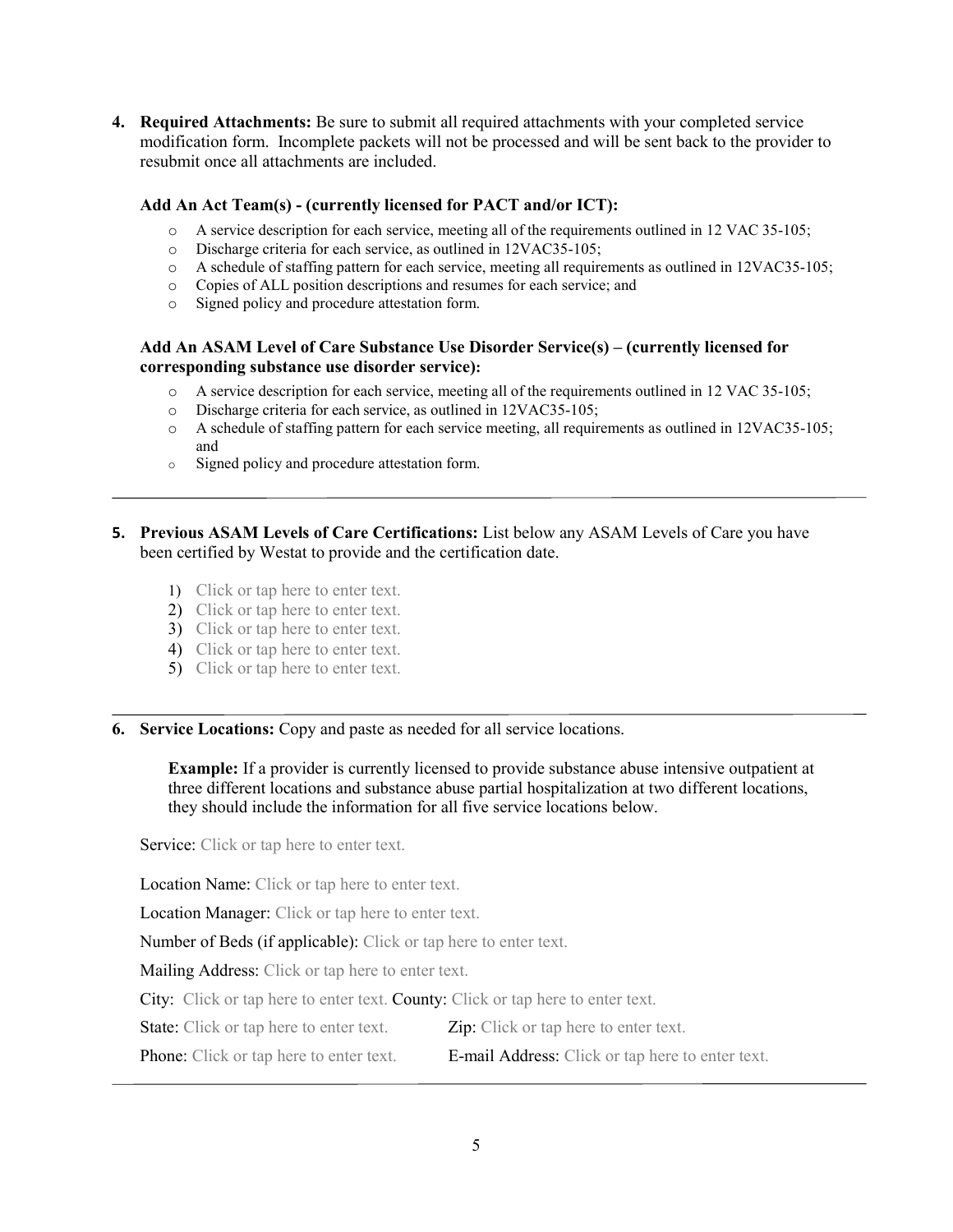4. **Required Attachments:** Be sure to submit all required attachments with your completed service modification form. Incomplete packets will not be processed and will be sent back to the provider to resubmit once all attachments are included.

   **Add An Act Team(s) - (currently licensed for PACT and/or ICT):**

   - A service description for each service, meeting all of the requirements outlined in 12 VAC 35-105;
   - Discharge criteria for each service, as outlined in 12VAC35-105;
   - A schedule of staffing pattern for each service, meeting all requirements as outlined in 12VAC35-105;
   - Copies of ALL position descriptions and resumes for each service; and
   - Signed policy and procedure attestation form.

   **Add An ASAM Level of Care Substance Use Disorder Service(s) – (currently licensed for corresponding substance use disorder service):**

   - A service description for each service, meeting all of the requirements outlined in 12 VAC 35-105;
   - Discharge criteria for each service, as outlined in 12VAC35-105;
   - A schedule of staffing pattern for each service meeting, all requirements as outlined in 12VAC35-105; and
   - Signed policy and procedure attestation form.

---

5. **Previous ASAM Levels of Care Certifications:** List below any ASAM Levels of Care you have been certified by Westat to provide and the certification date.

   1) Click or tap here to enter text.
   2) Click or tap here to enter text.
   3) Click or tap here to enter text.
   4) Click or tap here to enter text.
   5) Click or tap here to enter text.

---

6. **Service Locations:** Copy and paste as needed for all service locations.

   **Example:** If a provider is currently licensed to provide substance abuse intensive outpatient at three different locations and substance abuse partial hospitalization at two different locations, they should include the information for all five service locations below.

   Service: Click or tap here to enter text.

   Location Name: Click or tap here to enter text.

   Location Manager: Click or tap here to enter text.

   Number of Beds (if applicable): Click or tap here to enter text.

   Mailing Address: Click or tap here to enter text.

   City: Click or tap here to enter text. County: Click or tap here to enter text.

   State: Click or tap here to enter text. Zip: Click or tap here to enter text.

   Phone: Click or tap here to enter text. E-mail Address: Click or tap here to enter text.

---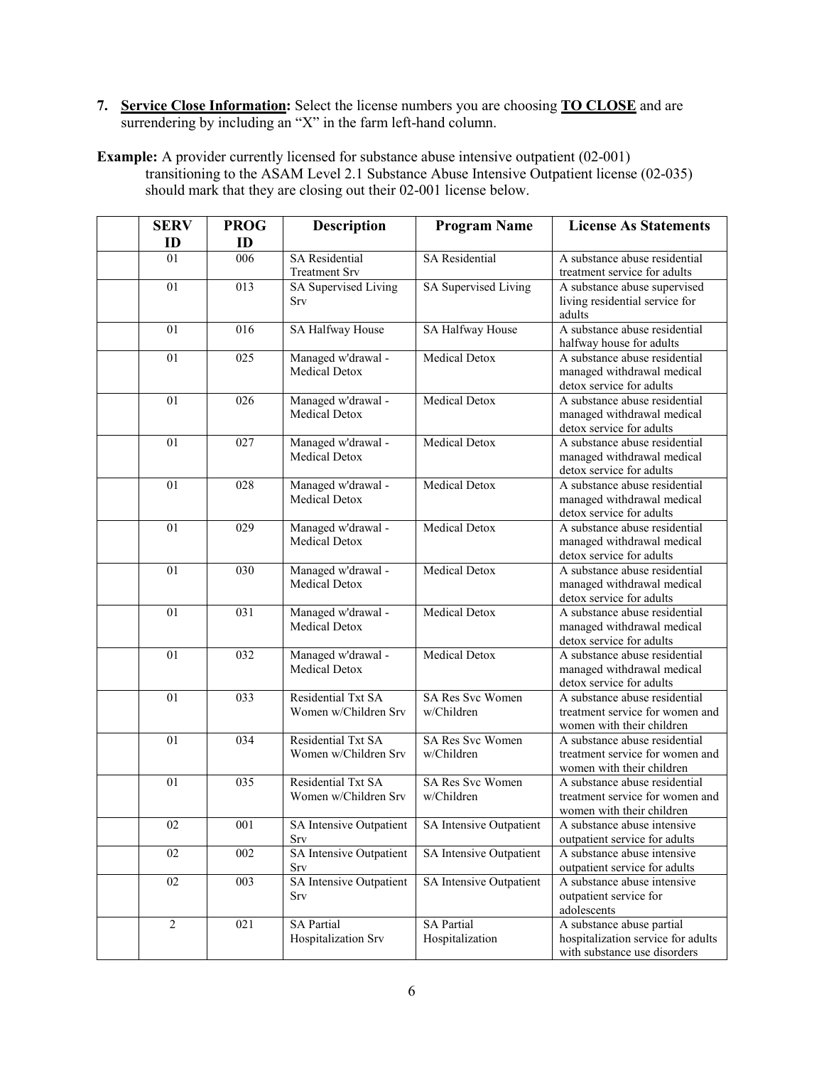7. **Service Close Information:** Select the license numbers you are choosing **TO CLOSE** and are surrendering by including an "X" in the farm left-hand column.

**Example:** A provider currently licensed for substance abuse intensive outpatient (02-001) transitioning to the ASAM Level 2.1 Substance Abuse Intensive Outpatient license (02-035) should mark that they are closing out their 02-001 license below.

| | SERV ID | PROG ID | Description | Program Name | License As Statements |
|---|---|---|---|---|---|
| | 01 | 006 | SA Residential Treatment Srv | SA Residential | A substance abuse residential treatment service for adults |
| | 01 | 013 | SA Supervised Living Srv | SA Supervised Living | A substance abuse supervised living residential service for adults |
| | 01 | 016 | SA Halfway House | SA Halfway House | A substance abuse residential halfway house for adults |
| | 01 | 025 | Managed w'drawal - Medical Detox | Medical Detox | A substance abuse residential managed withdrawal medical detox service for adults |
| | 01 | 026 | Managed w'drawal - Medical Detox | Medical Detox | A substance abuse residential managed withdrawal medical detox service for adults |
| | 01 | 027 | Managed w'drawal - Medical Detox | Medical Detox | A substance abuse residential managed withdrawal medical detox service for adults |
| | 01 | 028 | Managed w'drawal - Medical Detox | Medical Detox | A substance abuse residential managed withdrawal medical detox service for adults |
| | 01 | 029 | Managed w'drawal - Medical Detox | Medical Detox | A substance abuse residential managed withdrawal medical detox service for adults |
| | 01 | 030 | Managed w'drawal - Medical Detox | Medical Detox | A substance abuse residential managed withdrawal medical detox service for adults |
| | 01 | 031 | Managed w'drawal - Medical Detox | Medical Detox | A substance abuse residential managed withdrawal medical detox service for adults |
| | 01 | 032 | Managed w'drawal - Medical Detox | Medical Detox | A substance abuse residential managed withdrawal medical detox service for adults |
| | 01 | 033 | Residential Txt SA Women w/Children Srv | SA Res Svc Women w/Children | A substance abuse residential treatment service for women and women with their children |
| | 01 | 034 | Residential Txt SA Women w/Children Srv | SA Res Svc Women w/Children | A substance abuse residential treatment service for women and women with their children |
| | 01 | 035 | Residential Txt SA Women w/Children Srv | SA Res Svc Women w/Children | A substance abuse residential treatment service for women and women with their children |
| | 02 | 001 | SA Intensive Outpatient Srv | SA Intensive Outpatient | A substance abuse intensive outpatient service for adults |
| | 02 | 002 | SA Intensive Outpatient Srv | SA Intensive Outpatient | A substance abuse intensive outpatient service for adults |
| | 02 | 003 | SA Intensive Outpatient Srv | SA Intensive Outpatient | A substance abuse intensive outpatient service for adolescents |
| | 2 | 021 | SA Partial Hospitalization Srv | SA Partial Hospitalization | A substance abuse partial hospitalization service for adults with substance use disorders |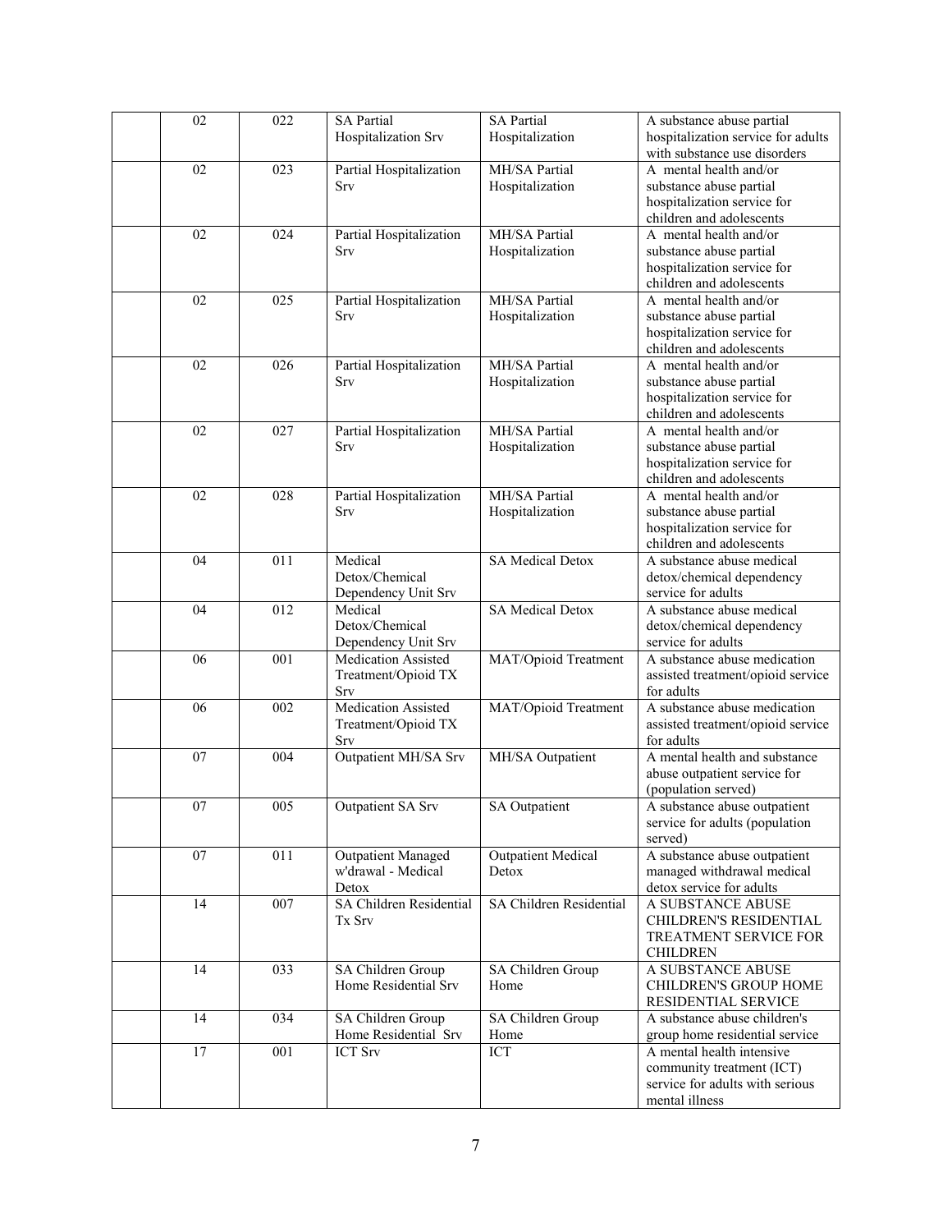| | | | | |
|---|---|---|---|---|
| | 02 | 022 | SA Partial Hospitalization Srv | SA Partial Hospitalization | A substance abuse partial hospitalization service for adults with substance use disorders |
| | 02 | 023 | Partial Hospitalization Srv | MH/SA Partial Hospitalization | A mental health and/or substance abuse partial hospitalization service for children and adolescents |
| | 02 | 024 | Partial Hospitalization Srv | MH/SA Partial Hospitalization | A mental health and/or substance abuse partial hospitalization service for children and adolescents |
| | 02 | 025 | Partial Hospitalization Srv | MH/SA Partial Hospitalization | A mental health and/or substance abuse partial hospitalization service for children and adolescents |
| | 02 | 026 | Partial Hospitalization Srv | MH/SA Partial Hospitalization | A mental health and/or substance abuse partial hospitalization service for children and adolescents |
| | 02 | 027 | Partial Hospitalization Srv | MH/SA Partial Hospitalization | A mental health and/or substance abuse partial hospitalization service for children and adolescents |
| | 02 | 028 | Partial Hospitalization Srv | MH/SA Partial Hospitalization | A mental health and/or substance abuse partial hospitalization service for children and adolescents |
| | 04 | 011 | Medical Detox/Chemical Dependency Unit Srv | SA Medical Detox | A substance abuse medical detox/chemical dependency service for adults |
| | 04 | 012 | Medical Detox/Chemical Dependency Unit Srv | SA Medical Detox | A substance abuse medical detox/chemical dependency service for adults |
| | 06 | 001 | Medication Assisted Treatment/Opioid TX Srv | MAT/Opioid Treatment | A substance abuse medication assisted treatment/opioid service for adults |
| | 06 | 002 | Medication Assisted Treatment/Opioid TX Srv | MAT/Opioid Treatment | A substance abuse medication assisted treatment/opioid service for adults |
| | 07 | 004 | Outpatient MH/SA Srv | MH/SA Outpatient | A mental health and substance abuse outpatient service for (population served) |
| | 07 | 005 | Outpatient SA Srv | SA Outpatient | A substance abuse outpatient service for adults (population served) |
| | 07 | 011 | Outpatient Managed w'drawal - Medical Detox | Outpatient Medical Detox | A substance abuse outpatient managed withdrawal medical detox service for adults |
| | 14 | 007 | SA Children Residential Tx Srv | SA Children Residential | A SUBSTANCE ABUSE CHILDREN'S RESIDENTIAL TREATMENT SERVICE FOR CHILDREN |
| | 14 | 033 | SA Children Group Home Residential Srv | SA Children Group Home | A SUBSTANCE ABUSE CHILDREN'S GROUP HOME RESIDENTIAL SERVICE |
| | 14 | 034 | SA Children Group Home Residential Srv | SA Children Group Home | A substance abuse children's group home residential service |
| | 17 | 001 | ICT Srv | ICT | A mental health intensive community treatment (ICT) service for adults with serious mental illness |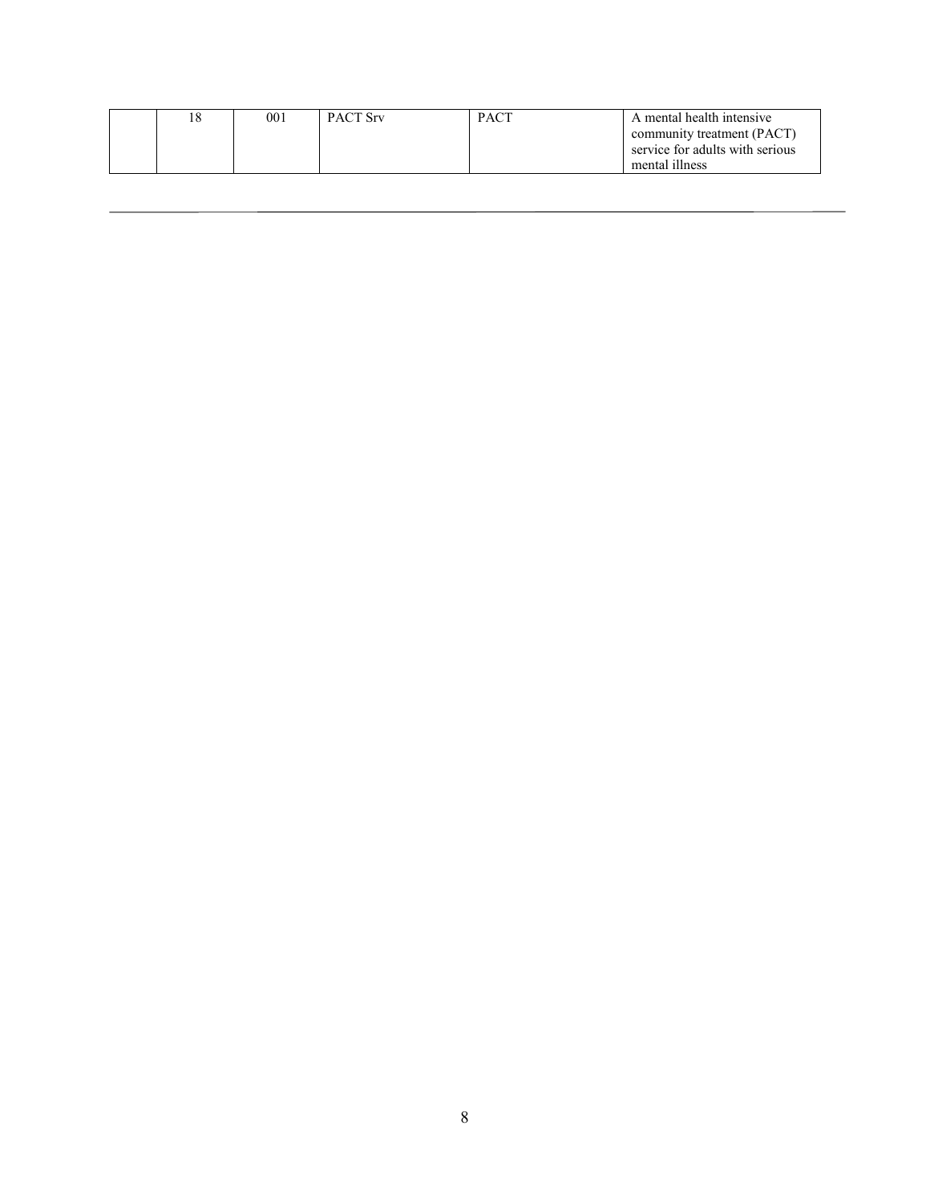|  | 18 | 001 | PACT Srv | PACT | A mental health intensive community treatment (PACT) service for adults with serious mental illness |
|---|---|---|---|---|---|

---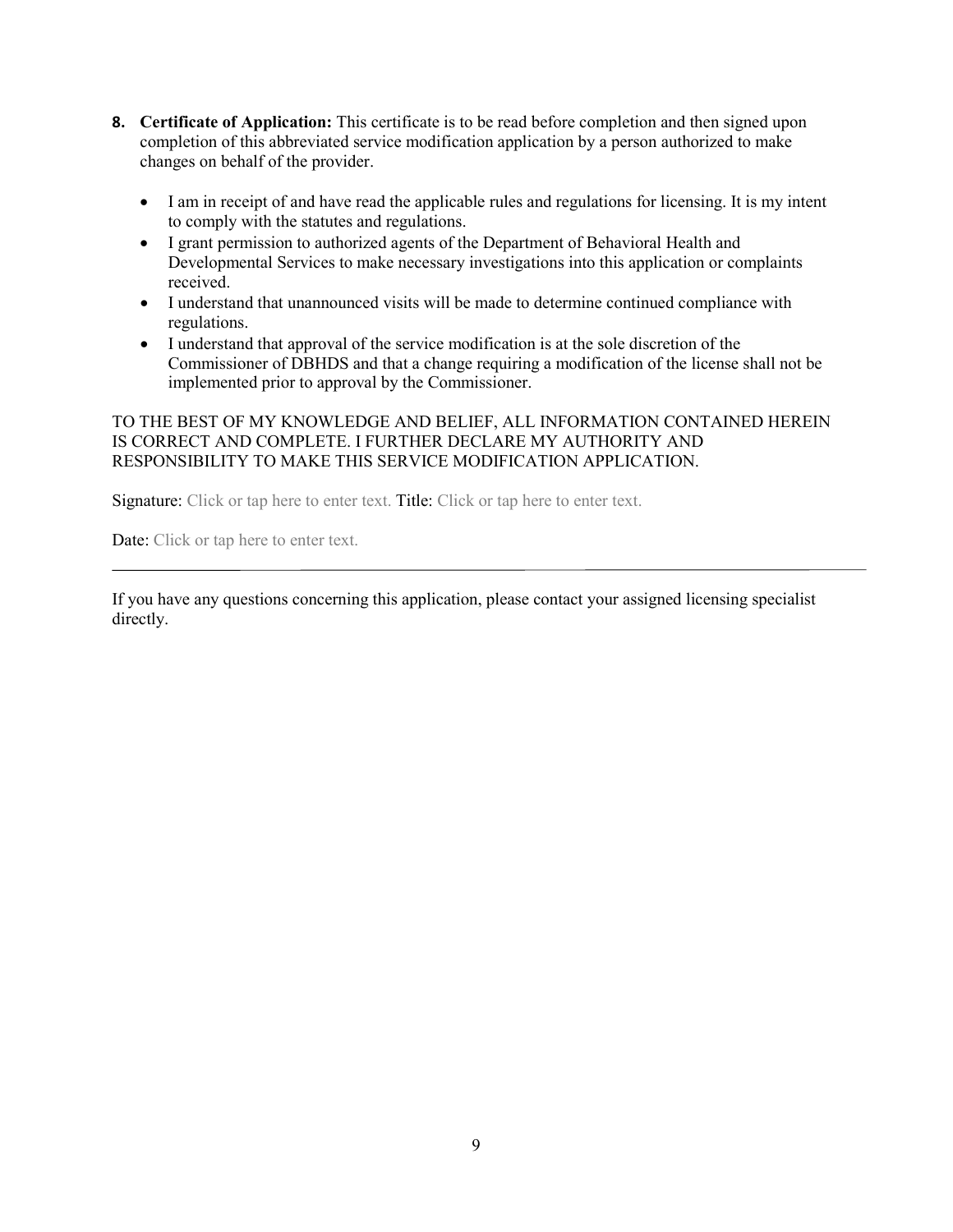8. **Certificate of Application:** This certificate is to be read before completion and then signed upon completion of this abbreviated service modification application by a person authorized to make changes on behalf of the provider.

   - I am in receipt of and have read the applicable rules and regulations for licensing. It is my intent to comply with the statutes and regulations.
   - I grant permission to authorized agents of the Department of Behavioral Health and Developmental Services to make necessary investigations into this application or complaints received.
   - I understand that unannounced visits will be made to determine continued compliance with regulations.
   - I understand that approval of the service modification is at the sole discretion of the Commissioner of DBHDS and that a change requiring a modification of the license shall not be implemented prior to approval by the Commissioner.

TO THE BEST OF MY KNOWLEDGE AND BELIEF, ALL INFORMATION CONTAINED HEREIN IS CORRECT AND COMPLETE. I FURTHER DECLARE MY AUTHORITY AND RESPONSIBILITY TO MAKE THIS SERVICE MODIFICATION APPLICATION.

Signature: Click or tap here to enter text. Title: Click or tap here to enter text.

Date: Click or tap here to enter text.

---

If you have any questions concerning this application, please contact your assigned licensing specialist directly.